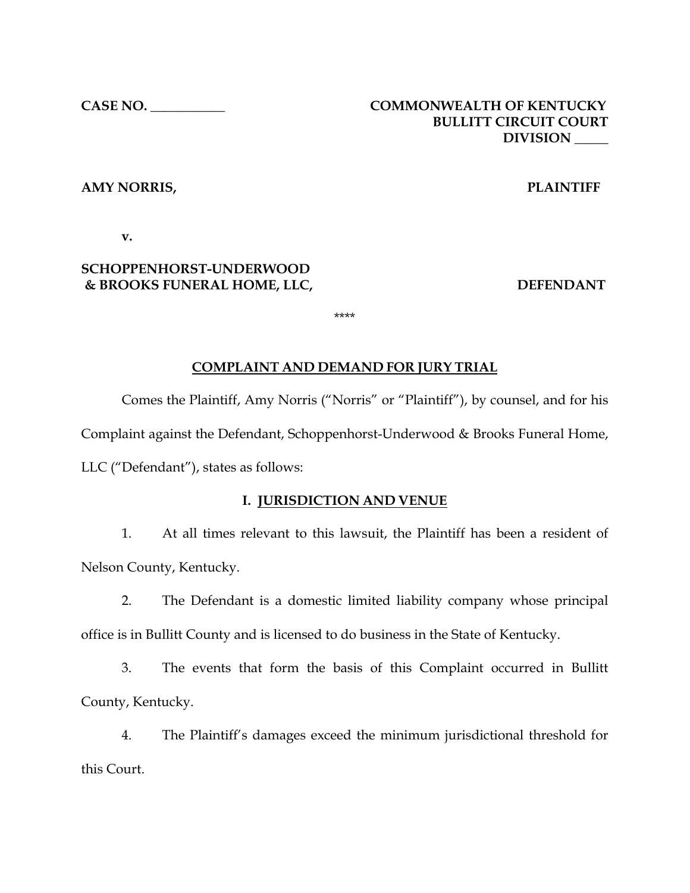**CASE NO. \_\_\_\_\_\_\_\_\_\_\_**

**COMMONWEALTH OF KENTUCKY**
**BULLITT CIRCUIT COURT**
**DIVISION \_\_\_\_\_**

**AMY NORRIS,** **PLAINTIFF**

**v.**

**SCHOPPENHORST-UNDERWOOD & BROOKS FUNERAL HOME, LLC,** **DEFENDANT**

\*\*\*\*

## COMPLAINT AND DEMAND FOR JURY TRIAL

Comes the Plaintiff, Amy Norris ("Norris" or "Plaintiff"), by counsel, and for his Complaint against the Defendant, Schoppenhorst-Underwood & Brooks Funeral Home, LLC ("Defendant"), states as follows:

### I. JURISDICTION AND VENUE

1. At all times relevant to this lawsuit, the Plaintiff has been a resident of Nelson County, Kentucky.

2. The Defendant is a domestic limited liability company whose principal office is in Bullitt County and is licensed to do business in the State of Kentucky.

3. The events that form the basis of this Complaint occurred in Bullitt County, Kentucky.

4. The Plaintiff's damages exceed the minimum jurisdictional threshold for this Court.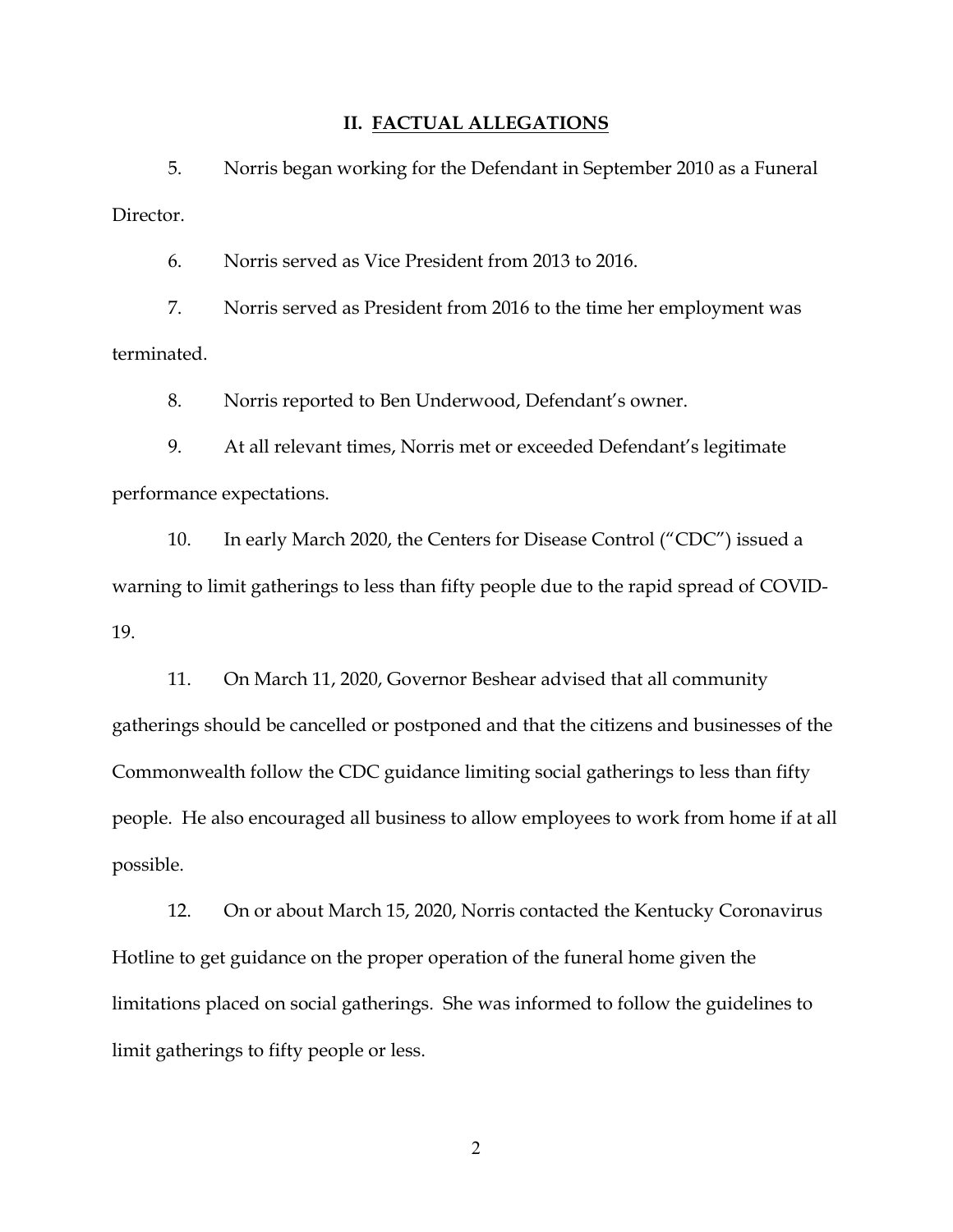## II. FACTUAL ALLEGATIONS

5. Norris began working for the Defendant in September 2010 as a Funeral Director.

6. Norris served as Vice President from 2013 to 2016.

7. Norris served as President from 2016 to the time her employment was terminated.

8. Norris reported to Ben Underwood, Defendant's owner.

9. At all relevant times, Norris met or exceeded Defendant's legitimate performance expectations.

10. In early March 2020, the Centers for Disease Control ("CDC") issued a warning to limit gatherings to less than fifty people due to the rapid spread of COVID-19.

11. On March 11, 2020, Governor Beshear advised that all community gatherings should be cancelled or postponed and that the citizens and businesses of the Commonwealth follow the CDC guidance limiting social gatherings to less than fifty people. He also encouraged all business to allow employees to work from home if at all possible.

12. On or about March 15, 2020, Norris contacted the Kentucky Coronavirus Hotline to get guidance on the proper operation of the funeral home given the limitations placed on social gatherings. She was informed to follow the guidelines to limit gatherings to fifty people or less.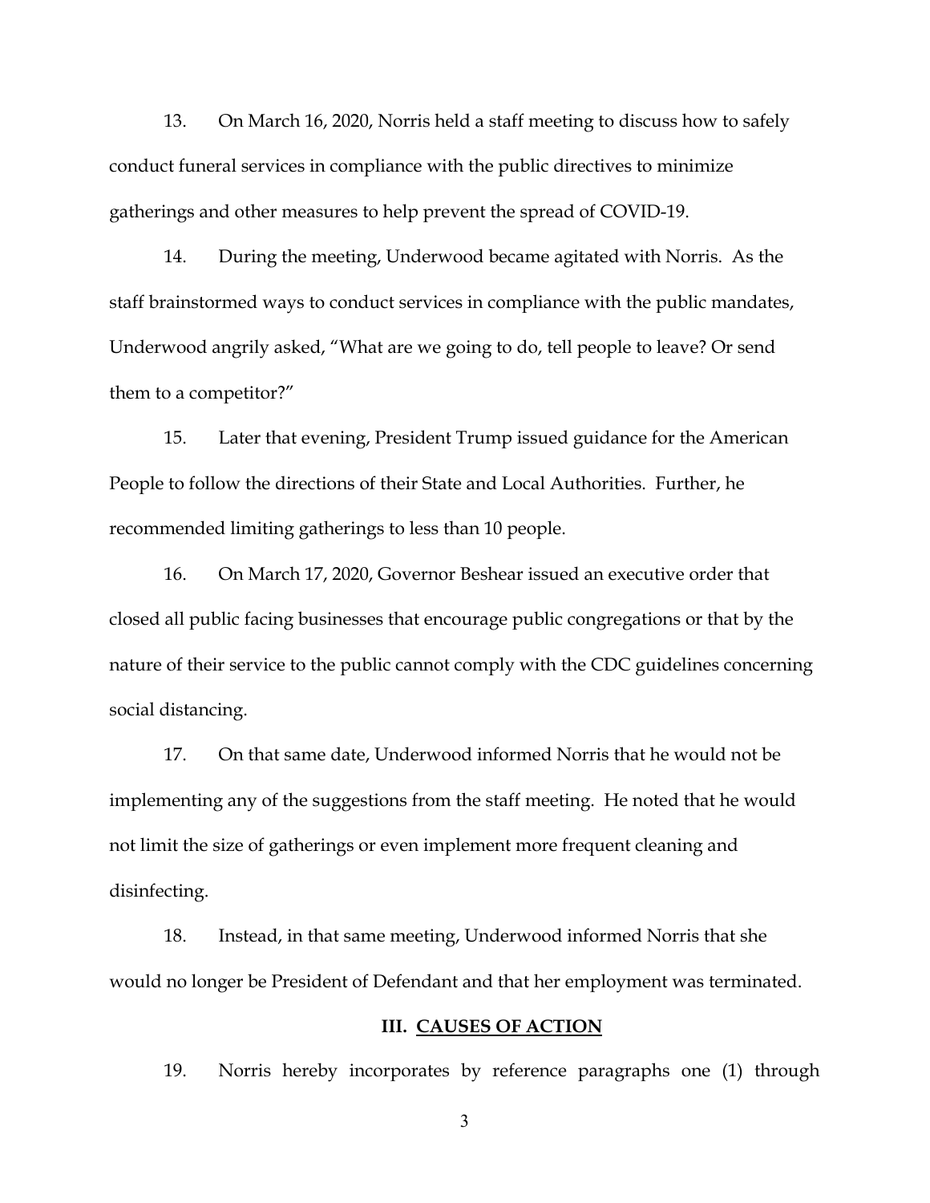13. On March 16, 2020, Norris held a staff meeting to discuss how to safely conduct funeral services in compliance with the public directives to minimize gatherings and other measures to help prevent the spread of COVID-19.

14. During the meeting, Underwood became agitated with Norris. As the staff brainstormed ways to conduct services in compliance with the public mandates, Underwood angrily asked, "What are we going to do, tell people to leave? Or send them to a competitor?"

15. Later that evening, President Trump issued guidance for the American People to follow the directions of their State and Local Authorities. Further, he recommended limiting gatherings to less than 10 people.

16. On March 17, 2020, Governor Beshear issued an executive order that closed all public facing businesses that encourage public congregations or that by the nature of their service to the public cannot comply with the CDC guidelines concerning social distancing.

17. On that same date, Underwood informed Norris that he would not be implementing any of the suggestions from the staff meeting. He noted that he would not limit the size of gatherings or even implement more frequent cleaning and disinfecting.

18. Instead, in that same meeting, Underwood informed Norris that she would no longer be President of Defendant and that her employment was terminated.

## III. CAUSES OF ACTION

19. Norris hereby incorporates by reference paragraphs one (1) through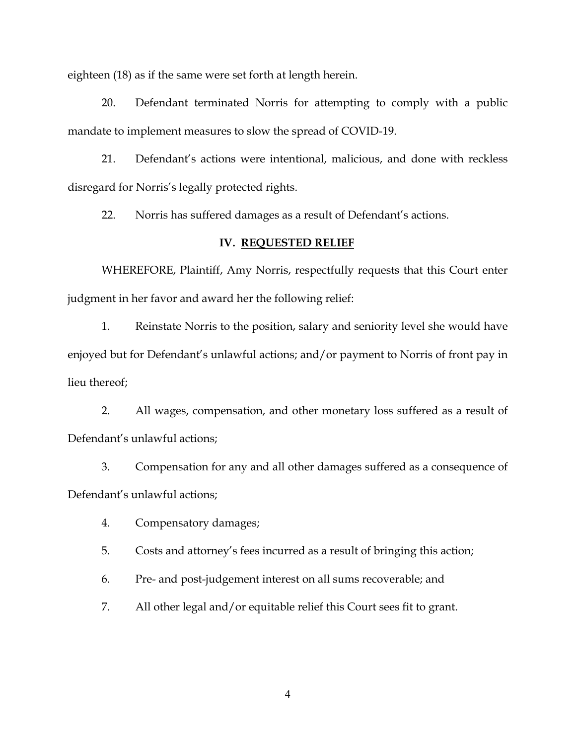eighteen (18) as if the same were set forth at length herein.

20. Defendant terminated Norris for attempting to comply with a public mandate to implement measures to slow the spread of COVID-19.

21. Defendant's actions were intentional, malicious, and done with reckless disregard for Norris's legally protected rights.

22. Norris has suffered damages as a result of Defendant's actions.

## IV. REQUESTED RELIEF

WHEREFORE, Plaintiff, Amy Norris, respectfully requests that this Court enter judgment in her favor and award her the following relief:

1. Reinstate Norris to the position, salary and seniority level she would have enjoyed but for Defendant's unlawful actions; and/or payment to Norris of front pay in lieu thereof;

2. All wages, compensation, and other monetary loss suffered as a result of Defendant's unlawful actions;

3. Compensation for any and all other damages suffered as a consequence of Defendant's unlawful actions;

4. Compensatory damages;

5. Costs and attorney's fees incurred as a result of bringing this action;

6. Pre- and post-judgement interest on all sums recoverable; and

7. All other legal and/or equitable relief this Court sees fit to grant.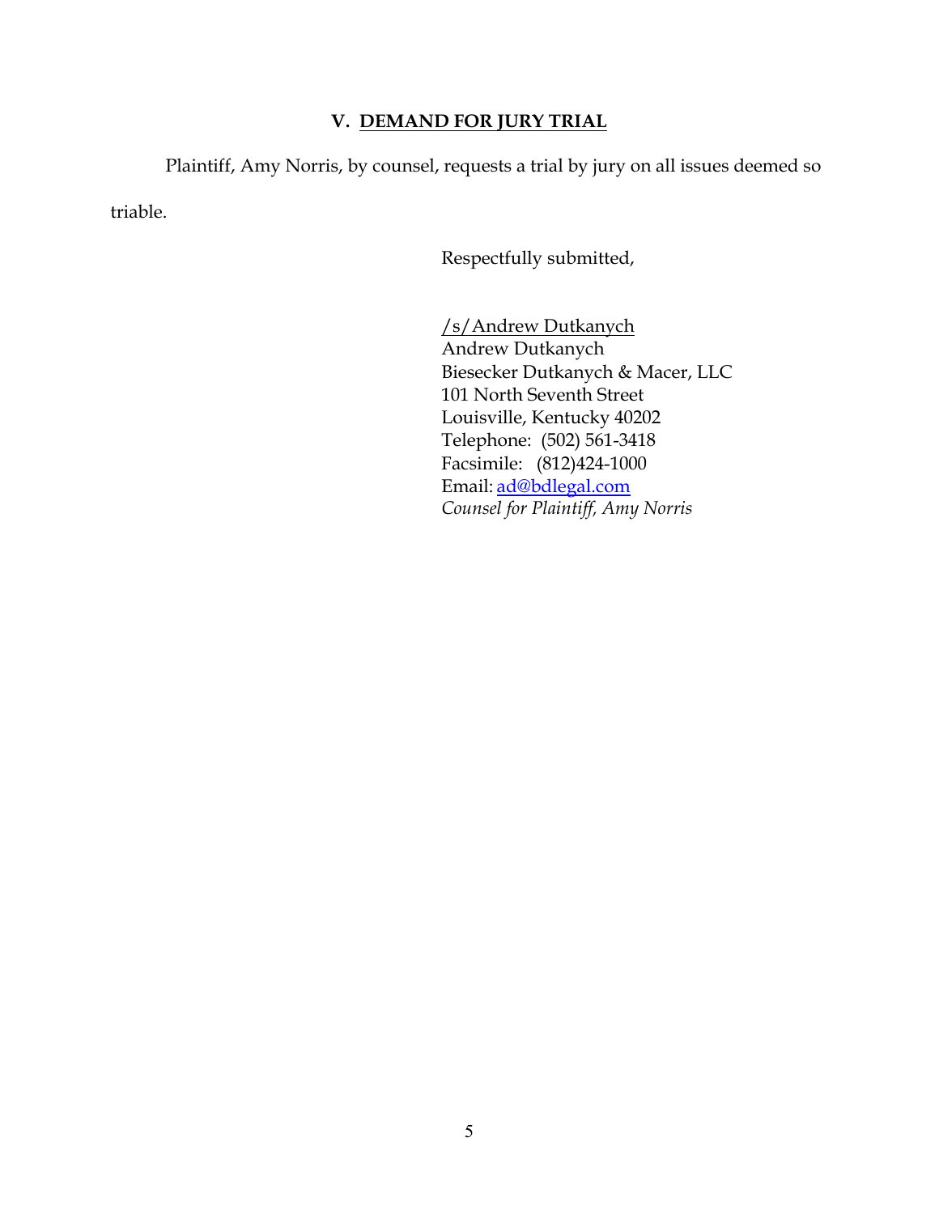## V. DEMAND FOR JURY TRIAL

Plaintiff, Amy Norris, by counsel, requests a trial by jury on all issues deemed so triable.

Respectfully submitted,

/s/Andrew Dutkanych
Andrew Dutkanych
Biesecker Dutkanych & Macer, LLC
101 North Seventh Street
Louisville, Kentucky 40202
Telephone: (502) 561-3418
Facsimile: (812)424-1000
Email: ad@bdlegal.com
*Counsel for Plaintiff, Amy Norris*